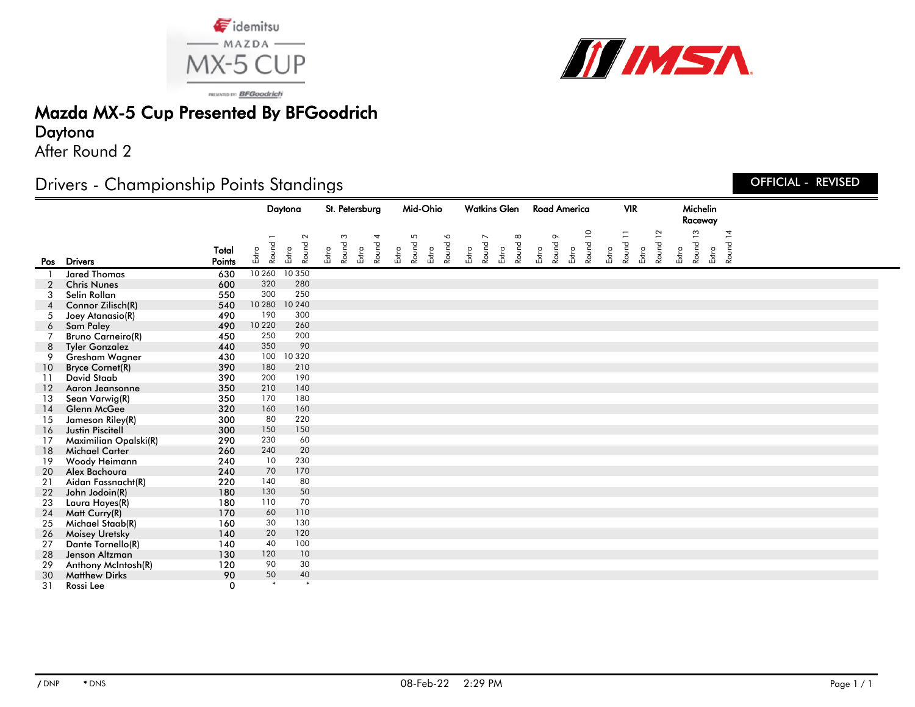# Mazda MX-5 Cup Presented By BFGoodrich

## Daytona

After Round 2

## Drivers - Championship Points Standings

OFFICIAL - REVISED

| Pos | Drivers | Total Points | Daytona Extra | Daytona Round 1 | Daytona Extra | Daytona Round 2 | St. Petersburg Extra | St. Petersburg Round 3 | St. Petersburg Extra | St. Petersburg Round 4 | Mid-Ohio Extra | Mid-Ohio Round 5 | Mid-Ohio Extra | Mid-Ohio Round 6 | Watkins Glen Extra | Watkins Glen Round 7 | Watkins Glen Extra | Watkins Glen Round 8 | Road America Extra | Road America Round 9 | Road America Extra | Road America Round 10 | VIR Extra | VIR Round 11 | VIR Extra | VIR Round 12 | Michelin Raceway Extra | Michelin Raceway Round 13 | Michelin Raceway Extra | Michelin Raceway Round 14 |
|---|---|---|---|---|---|---|---|---|---|---|---|---|---|---|---|---|---|---|---|---|---|---|---|---|---|---|---|---|---|---|
| 1 | Jared Thomas | 630 | 10 | 260 | 10 | 350 | | | | | | | | | | | | | | | | | | | | | | | | |
| 2 | Chris Nunes | 600 | | 320 | | 280 | | | | | | | | | | | | | | | | | | | | | | | | |
| 3 | Selin Rollan | 550 | | 300 | | 250 | | | | | | | | | | | | | | | | | | | | | | | | |
| 4 | Connor Zilisch(R) | 540 | 10 | 280 | 10 | 240 | | | | | | | | | | | | | | | | | | | | | | | | |
| 5 | Joey Atanasio(R) | 490 | | 190 | | 300 | | | | | | | | | | | | | | | | | | | | | | | | |
| 6 | Sam Paley | 490 | 10 | 220 | | 260 | | | | | | | | | | | | | | | | | | | | | | | | |
| 7 | Bruno Carneiro(R) | 450 | | 250 | | 200 | | | | | | | | | | | | | | | | | | | | | | | | |
| 8 | Tyler Gonzalez | 440 | | 350 | | 90 | | | | | | | | | | | | | | | | | | | | | | | | |
| 9 | Gresham Wagner | 430 | | 100 | 10 | 320 | | | | | | | | | | | | | | | | | | | | | | | | |
| 10 | Bryce Cornet(R) | 390 | | 180 | | 210 | | | | | | | | | | | | | | | | | | | | | | | | |
| 11 | David Staab | 390 | | 200 | | 190 | | | | | | | | | | | | | | | | | | | | | | | | |
| 12 | Aaron Jeansonne | 350 | | 210 | | 140 | | | | | | | | | | | | | | | | | | | | | | | | |
| 13 | Sean Varwig(R) | 350 | | 170 | | 180 | | | | | | | | | | | | | | | | | | | | | | | | |
| 14 | Glenn McGee | 320 | | 160 | | 160 | | | | | | | | | | | | | | | | | | | | | | | | |
| 15 | Jameson Riley(R) | 300 | | 80 | | 220 | | | | | | | | | | | | | | | | | | | | | | | | |
| 16 | Justin Piscitell | 300 | | 150 | | 150 | | | | | | | | | | | | | | | | | | | | | | | | |
| 17 | Maximilian Opalski(R) | 290 | | 230 | | 60 | | | | | | | | | | | | | | | | | | | | | | | | |
| 18 | Michael Carter | 260 | | 240 | | 20 | | | | | | | | | | | | | | | | | | | | | | | | |
| 19 | Woody Heimann | 240 | | 10 | | 230 | | | | | | | | | | | | | | | | | | | | | | | | |
| 20 | Alex Bachoura | 240 | | 70 | | 170 | | | | | | | | | | | | | | | | | | | | | | | | |
| 21 | Aidan Fassnacht(R) | 220 | | 140 | | 80 | | | | | | | | | | | | | | | | | | | | | | | | |
| 22 | John Jodoin(R) | 180 | | 130 | | 50 | | | | | | | | | | | | | | | | | | | | | | | | |
| 23 | Laura Hayes(R) | 180 | | 110 | | 70 | | | | | | | | | | | | | | | | | | | | | | | | |
| 24 | Matt Curry(R) | 170 | | 60 | | 110 | | | | | | | | | | | | | | | | | | | | | | | | |
| 25 | Michael Staab(R) | 160 | | 30 | | 130 | | | | | | | | | | | | | | | | | | | | | | | | |
| 26 | Moisey Uretsky | 140 | | 20 | | 120 | | | | | | | | | | | | | | | | | | | | | | | | |
| 27 | Dante Tornello(R) | 140 | | 40 | | 100 | | | | | | | | | | | | | | | | | | | | | | | | |
| 28 | Jenson Altzman | 130 | | 120 | | 10 | | | | | | | | | | | | | | | | | | | | | | | | |
| 29 | Anthony McIntosh(R) | 120 | | 90 | | 30 | | | | | | | | | | | | | | | | | | | | | | | | |
| 30 | Matthew Dirks | 90 | | 50 | | 40 | | | | | | | | | | | | | | | | | | | | | | | | |
| 31 | Rossi Lee | 0 | | * | | * | | | | | | | | | | | | | | | | | | | | | | | | |

/ DNP   * DNS

08-Feb-22 2:29 PM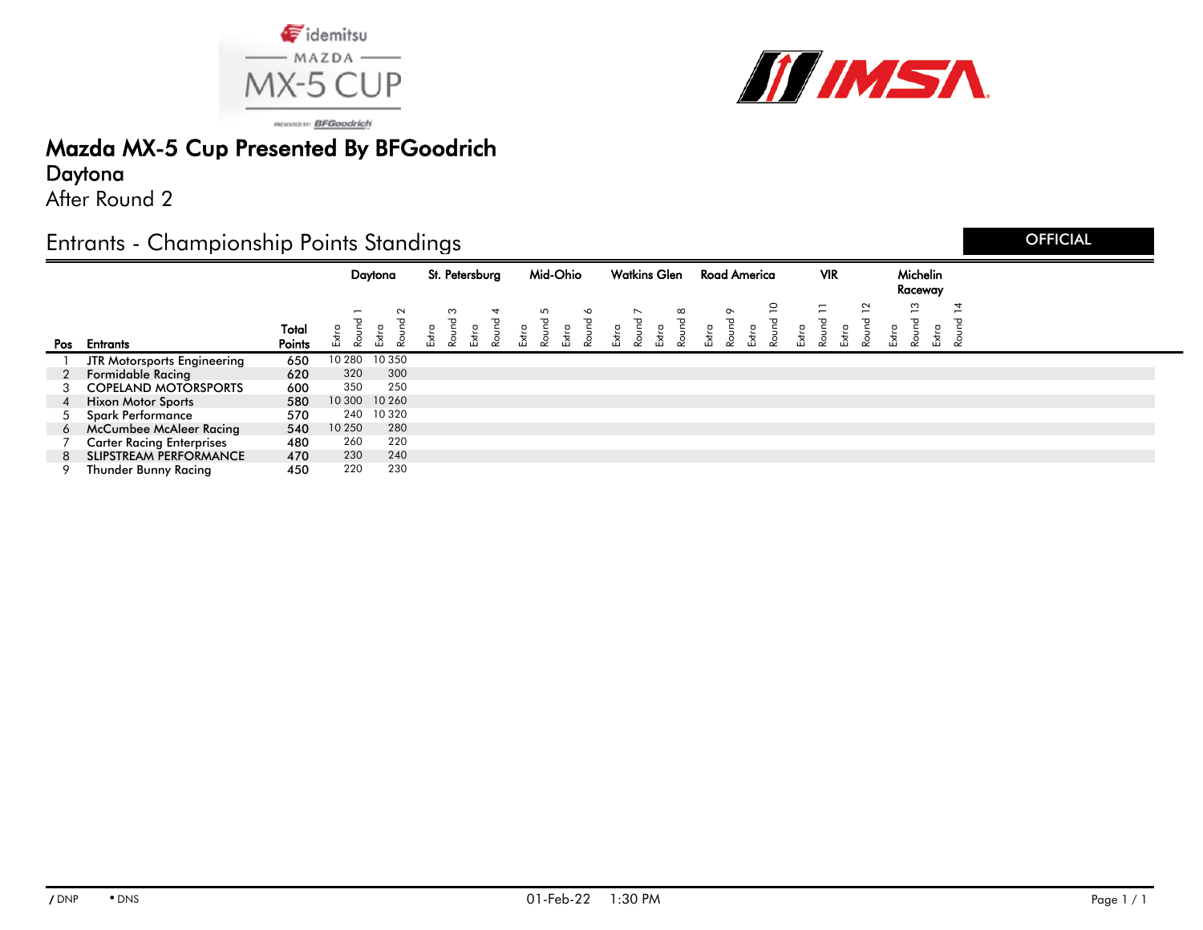# Mazda MX-5 Cup Presented By BFGoodrich

## Daytona

After Round 2

## Entrants - Championship Points Standings

OFFICIAL

| | | | Daytona | | | | St. Petersburg | | | | Mid-Ohio | | | | Watkins Glen | | | | Road America | | | | VIR | | | | Michelin Raceway | | | |
|---|---|---|---|---|---|---|---|---|---|---|---|---|---|---|---|---|---|---|---|---|---|---|---|---|---|---|---|---|---|---|
| Pos | Entrants | Total Points | Extra | Round 1 | Extra | Round 2 | Extra | Round 3 | Extra | Round 4 | Extra | Round 5 | Extra | Round 6 | Extra | Round 7 | Extra | Round 8 | Extra | Round 9 | Extra | Round 10 | Extra | Round 11 | Extra | Round 12 | Extra | Round 13 | Extra | Round 14 |
| 1 | JTR Motorsports Engineering | 650 | 10 | 280 | 10 | 350 | | | | | | | | | | | | | | | | | | | | | | | | |
| 2 | Formidable Racing | 620 | | 320 | | 300 | | | | | | | | | | | | | | | | | | | | | | | | |
| 3 | COPELAND MOTORSPORTS | 600 | | 350 | | 250 | | | | | | | | | | | | | | | | | | | | | | | | |
| 4 | Hixon Motor Sports | 580 | 10 | 300 | 10 | 260 | | | | | | | | | | | | | | | | | | | | | | | | |
| 5 | Spark Performance | 570 | | 240 | 10 | 320 | | | | | | | | | | | | | | | | | | | | | | | | |
| 6 | McCumbee McAleer Racing | 540 | 10 | 250 | | 280 | | | | | | | | | | | | | | | | | | | | | | | | |
| 7 | Carter Racing Enterprises | 480 | | 260 | | 220 | | | | | | | | | | | | | | | | | | | | | | | | |
| 8 | SLIPSTREAM PERFORMANCE | 470 | | 230 | | 240 | | | | | | | | | | | | | | | | | | | | | | | | |
| 9 | Thunder Bunny Racing | 450 | | 220 | | 230 | | | | | | | | | | | | | | | | | | | | | | | | |

/ DNP    * DNS

01-Feb-22    1:30 PM